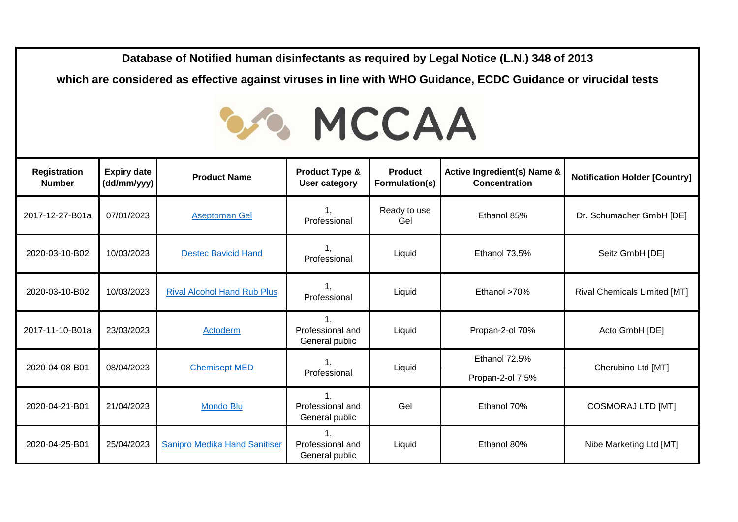**Database of Notified human disinfectants as required by Legal Notice (L.N.) 348 of 2013**

**which are considered as effective against viruses in line with WHO Guidance, ECDC Guidance or virucidal tests**

MCCAA

| Registration Number | Expiry date (dd/mm/yyy) | Product Name | Product Type & User category | Product Formulation(s) | Active Ingredient(s) Name & Concentration | Notification Holder [Country] |
|---|---|---|---|---|---|---|
| 2017-12-27-B01a | 07/01/2023 | Aseptoman Gel | 1, Professional | Ready to use Gel | Ethanol 85% | Dr. Schumacher GmbH [DE] |
| 2020-03-10-B02 | 10/03/2023 | Destec Bavicid Hand | 1, Professional | Liquid | Ethanol 73.5% | Seitz GmbH [DE] |
| 2020-03-10-B02 | 10/03/2023 | Rival Alcohol Hand Rub Plus | 1, Professional | Liquid | Ethanol >70% | Rival Chemicals Limited [MT] |
| 2017-11-10-B01a | 23/03/2023 | Actoderm | 1, Professional and General public | Liquid | Propan-2-ol 70% | Acto GmbH [DE] |
| 2020-04-08-B01 | 08/04/2023 | Chemisept MED | 1, Professional | Liquid | Ethanol 72.5%<br>Propan-2-ol 7.5% | Cherubino Ltd [MT] |
| 2020-04-21-B01 | 21/04/2023 | Mondo Blu | 1, Professional and General public | Gel | Ethanol 70% | COSMORAJ LTD [MT] |
| 2020-04-25-B01 | 25/04/2023 | Sanipro Medika Hand Sanitiser | 1, Professional and General public | Liquid | Ethanol 80% | Nibe Marketing Ltd [MT] |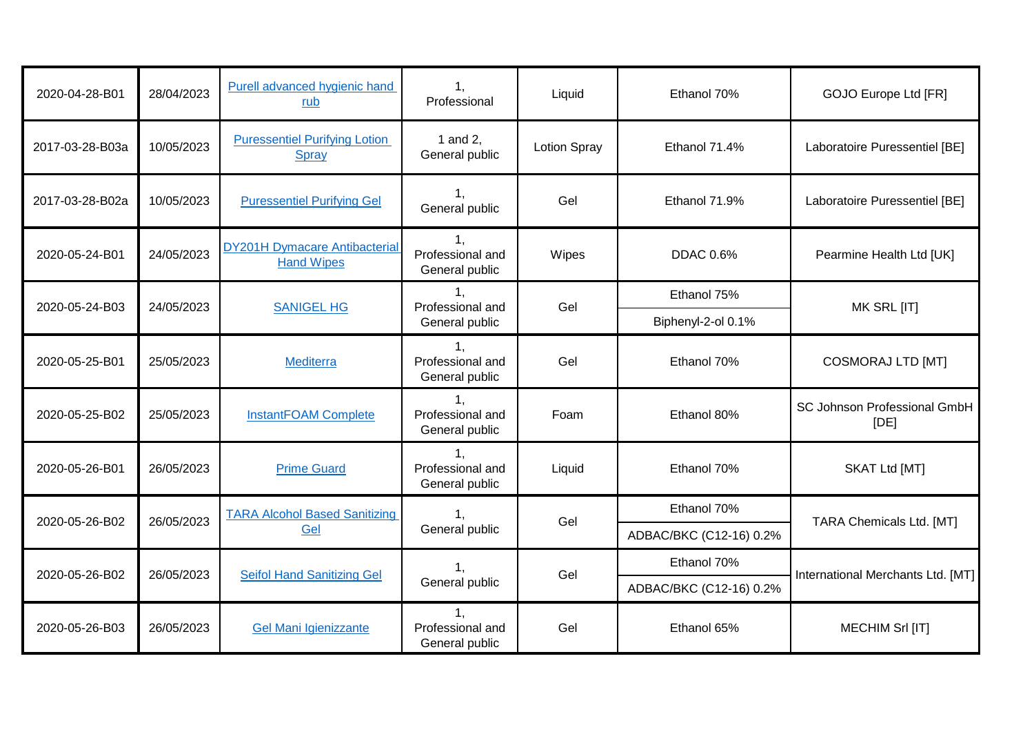| | | | | | | |
|---|---|---|---|---|---|---|
| 2020-04-28-B01 | 28/04/2023 | Purell advanced hygienic hand rub | 1, Professional | Liquid | Ethanol 70% | GOJO Europe Ltd [FR] |
| 2017-03-28-B03a | 10/05/2023 | Puressentiel Purifying Lotion Spray | 1 and 2, General public | Lotion Spray | Ethanol 71.4% | Laboratoire Puressentiel [BE] |
| 2017-03-28-B02a | 10/05/2023 | Puressentiel Purifying Gel | 1, General public | Gel | Ethanol 71.9% | Laboratoire Puressentiel [BE] |
| 2020-05-24-B01 | 24/05/2023 | DY201H Dymacare Antibacterial Hand Wipes | 1, Professional and General public | Wipes | DDAC 0.6% | Pearmine Health Ltd [UK] |
| 2020-05-24-B03 | 24/05/2023 | SANIGEL HG | 1, Professional and General public | Gel | Ethanol 75%<br>Biphenyl-2-ol 0.1% | MK SRL [IT] |
| 2020-05-25-B01 | 25/05/2023 | Mediterra | 1, Professional and General public | Gel | Ethanol 70% | COSMORAJ LTD [MT] |
| 2020-05-25-B02 | 25/05/2023 | InstantFOAM Complete | 1, Professional and General public | Foam | Ethanol 80% | SC Johnson Professional GmbH [DE] |
| 2020-05-26-B01 | 26/05/2023 | Prime Guard | 1, Professional and General public | Liquid | Ethanol 70% | SKAT Ltd [MT] |
| 2020-05-26-B02 | 26/05/2023 | TARA Alcohol Based Sanitizing Gel | 1, General public | Gel | Ethanol 70%<br>ADBAC/BKC (C12-16) 0.2% | TARA Chemicals Ltd. [MT] |
| 2020-05-26-B02 | 26/05/2023 | Seifol Hand Sanitizing Gel | 1, General public | Gel | Ethanol 70%<br>ADBAC/BKC (C12-16) 0.2% | International Merchants Ltd. [MT] |
| 2020-05-26-B03 | 26/05/2023 | Gel Mani Igienizzante | 1, Professional and General public | Gel | Ethanol 65% | MECHIM Srl [IT] |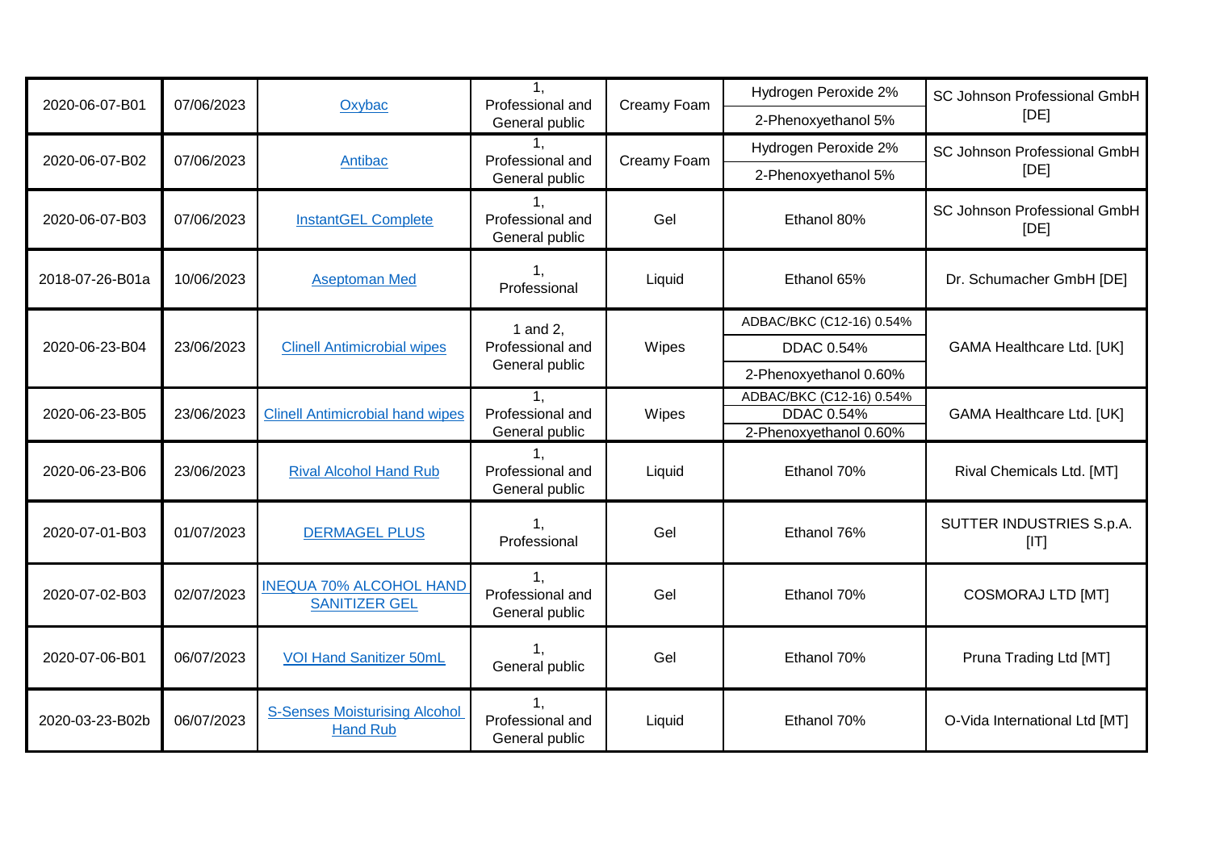| | | | | | | |
|---|---|---|---|---|---|---|
| 2020-06-07-B01 | 07/06/2023 | Oxybac | 1, Professional and General public | Creamy Foam | Hydrogen Peroxide 2%<br>2-Phenoxyethanol 5% | SC Johnson Professional GmbH [DE] |
| 2020-06-07-B02 | 07/06/2023 | Antibac | 1, Professional and General public | Creamy Foam | Hydrogen Peroxide 2%<br>2-Phenoxyethanol 5% | SC Johnson Professional GmbH [DE] |
| 2020-06-07-B03 | 07/06/2023 | InstantGEL Complete | 1, Professional and General public | Gel | Ethanol 80% | SC Johnson Professional GmbH [DE] |
| 2018-07-26-B01a | 10/06/2023 | Aseptoman Med | 1, Professional | Liquid | Ethanol 65% | Dr. Schumacher GmbH [DE] |
| 2020-06-23-B04 | 23/06/2023 | Clinell Antimicrobial wipes | 1 and 2, Professional and General public | Wipes | ADBAC/BKC (C12-16) 0.54%<br>DDAC 0.54%<br>2-Phenoxyethanol 0.60% | GAMA Healthcare Ltd. [UK] |
| 2020-06-23-B05 | 23/06/2023 | Clinell Antimicrobial hand wipes | 1, Professional and General public | Wipes | ADBAC/BKC (C12-16) 0.54%<br>DDAC 0.54%<br>2-Phenoxyethanol 0.60% | GAMA Healthcare Ltd. [UK] |
| 2020-06-23-B06 | 23/06/2023 | Rival Alcohol Hand Rub | 1, Professional and General public | Liquid | Ethanol 70% | Rival Chemicals Ltd. [MT] |
| 2020-07-01-B03 | 01/07/2023 | DERMAGEL PLUS | 1, Professional | Gel | Ethanol 76% | SUTTER INDUSTRIES S.p.A. [IT] |
| 2020-07-02-B03 | 02/07/2023 | INEQUA 70% ALCOHOL HAND SANITIZER GEL | 1, Professional and General public | Gel | Ethanol 70% | COSMORAJ LTD [MT] |
| 2020-07-06-B01 | 06/07/2023 | VOI Hand Sanitizer 50mL | 1, General public | Gel | Ethanol 70% | Pruna Trading Ltd [MT] |
| 2020-03-23-B02b | 06/07/2023 | S-Senses Moisturising Alcohol Hand Rub | 1, Professional and General public | Liquid | Ethanol 70% | O-Vida International Ltd [MT] |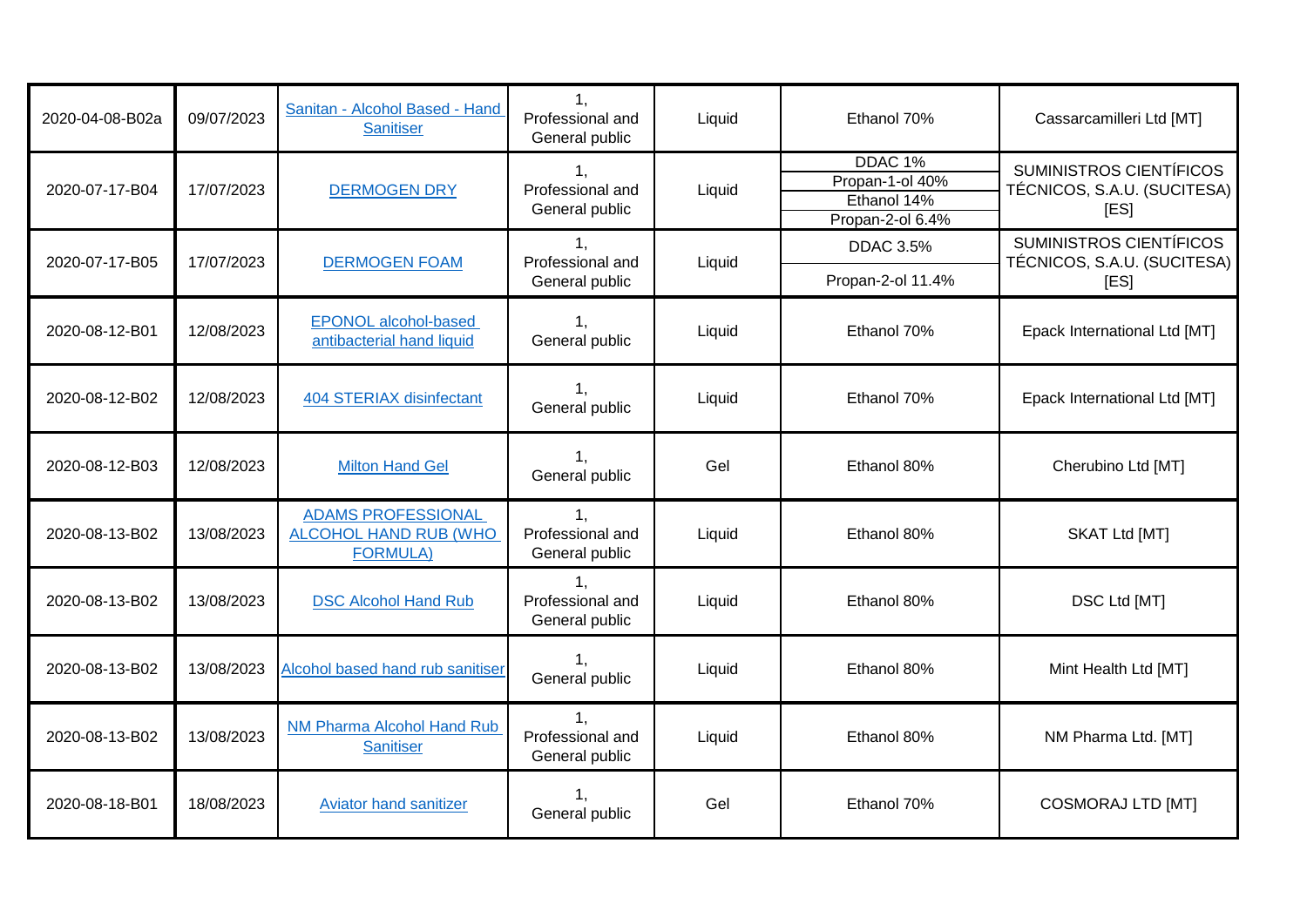| 2020-04-08-B02a | 09/07/2023 | Sanitan - Alcohol Based - Hand Sanitiser | 1, Professional and General public | Liquid | Ethanol 70% | Cassarcamilleri Ltd [MT] |
|---|---|---|---|---|---|---|
| 2020-07-17-B04 | 17/07/2023 | DERMOGEN DRY | 1, Professional and General public | Liquid | DDAC 1%<br>Propan-1-ol 40%<br>Ethanol 14%<br>Propan-2-ol 6.4% | SUMINISTROS CIENTÍFICOS TÉCNICOS, S.A.U. (SUCITESA) [ES] |
| 2020-07-17-B05 | 17/07/2023 | DERMOGEN FOAM | 1, Professional and General public | Liquid | DDAC 3.5%<br>Propan-2-ol 11.4% | SUMINISTROS CIENTÍFICOS TÉCNICOS, S.A.U. (SUCITESA) [ES] |
| 2020-08-12-B01 | 12/08/2023 | EPONOL alcohol-based antibacterial hand liquid | 1, General public | Liquid | Ethanol 70% | Epack International Ltd [MT] |
| 2020-08-12-B02 | 12/08/2023 | 404 STERIAX disinfectant | 1, General public | Liquid | Ethanol 70% | Epack International Ltd [MT] |
| 2020-08-12-B03 | 12/08/2023 | Milton Hand Gel | 1, General public | Gel | Ethanol 80% | Cherubino Ltd [MT] |
| 2020-08-13-B02 | 13/08/2023 | ADAMS PROFESSIONAL ALCOHOL HAND RUB (WHO FORMULA) | 1, Professional and General public | Liquid | Ethanol 80% | SKAT Ltd [MT] |
| 2020-08-13-B02 | 13/08/2023 | DSC Alcohol Hand Rub | 1, Professional and General public | Liquid | Ethanol 80% | DSC Ltd [MT] |
| 2020-08-13-B02 | 13/08/2023 | Alcohol based hand rub sanitiser | 1, General public | Liquid | Ethanol 80% | Mint Health Ltd [MT] |
| 2020-08-13-B02 | 13/08/2023 | NM Pharma Alcohol Hand Rub Sanitiser | 1, Professional and General public | Liquid | Ethanol 80% | NM Pharma Ltd. [MT] |
| 2020-08-18-B01 | 18/08/2023 | Aviator hand sanitizer | 1, General public | Gel | Ethanol 70% | COSMORAJ LTD [MT] |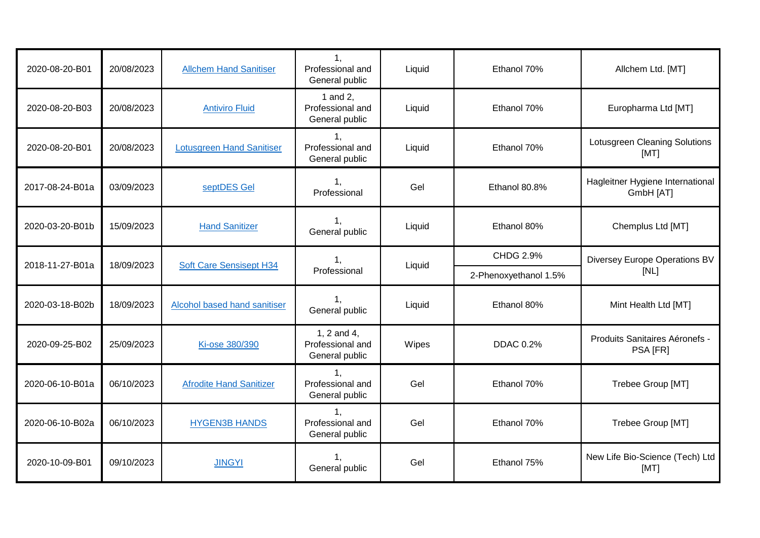| | | | | | | |
|---|---|---|---|---|---|---|
| 2020-08-20-B01 | 20/08/2023 | Allchem Hand Sanitiser | 1, Professional and General public | Liquid | Ethanol 70% | Allchem Ltd. [MT] |
| 2020-08-20-B03 | 20/08/2023 | Antiviro Fluid | 1 and 2, Professional and General public | Liquid | Ethanol 70% | Europharma Ltd [MT] |
| 2020-08-20-B01 | 20/08/2023 | Lotusgreen Hand Sanitiser | 1, Professional and General public | Liquid | Ethanol 70% | Lotusgreen Cleaning Solutions [MT] |
| 2017-08-24-B01a | 03/09/2023 | septDES Gel | 1, Professional | Gel | Ethanol 80.8% | Hagleitner Hygiene International GmbH [AT] |
| 2020-03-20-B01b | 15/09/2023 | Hand Sanitizer | 1, General public | Liquid | Ethanol 80% | Chemplus Ltd [MT] |
| 2018-11-27-B01a | 18/09/2023 | Soft Care Sensisept H34 | 1, Professional | Liquid | CHDG 2.9%<br>2-Phenoxyethanol 1.5% | Diversey Europe Operations BV [NL] |
| 2020-03-18-B02b | 18/09/2023 | Alcohol based hand sanitiser | 1, General public | Liquid | Ethanol 80% | Mint Health Ltd [MT] |
| 2020-09-25-B02 | 25/09/2023 | Ki-ose 380/390 | 1, 2 and 4, Professional and General public | Wipes | DDAC 0.2% | Produits Sanitaires Aéronefs - PSA [FR] |
| 2020-06-10-B01a | 06/10/2023 | Afrodite Hand Sanitizer | 1, Professional and General public | Gel | Ethanol 70% | Trebee Group [MT] |
| 2020-06-10-B02a | 06/10/2023 | HYGEN3B HANDS | 1, Professional and General public | Gel | Ethanol 70% | Trebee Group [MT] |
| 2020-10-09-B01 | 09/10/2023 | JINGYI | 1, General public | Gel | Ethanol 75% | New Life Bio-Science (Tech) Ltd [MT] |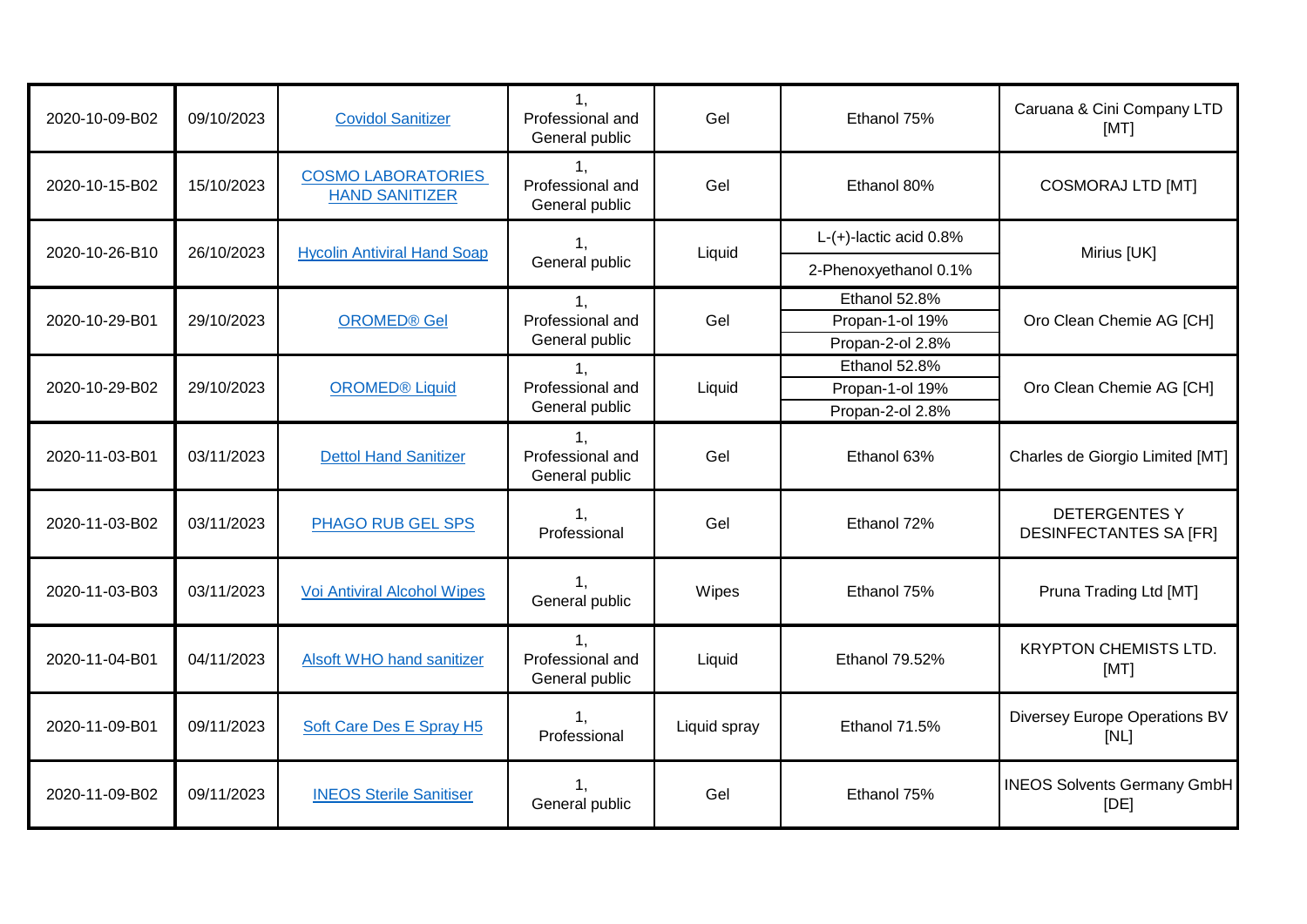| 2020-10-09-B02 | 09/10/2023 | Covidol Sanitizer | 1, Professional and General public | Gel | Ethanol 75% | Caruana & Cini Company LTD [MT] |
|---|---|---|---|---|---|---|
| 2020-10-15-B02 | 15/10/2023 | COSMO LABORATORIES HAND SANITIZER | 1, Professional and General public | Gel | Ethanol 80% | COSMORAJ LTD [MT] |
| 2020-10-26-B10 | 26/10/2023 | Hycolin Antiviral Hand Soap | 1, General public | Liquid | L-(+)-lactic acid 0.8% | Mirius [UK] |
| | | | | | 2-Phenoxyethanol 0.1% | |
| 2020-10-29-B01 | 29/10/2023 | OROMED® Gel | 1, Professional and General public | Gel | Ethanol 52.8% | Oro Clean Chemie AG [CH] |
| | | | | | Propan-1-ol 19% | |
| | | | | | Propan-2-ol 2.8% | |
| 2020-10-29-B02 | 29/10/2023 | OROMED® Liquid | 1, Professional and General public | Liquid | Ethanol 52.8% | Oro Clean Chemie AG [CH] |
| | | | | | Propan-1-ol 19% | |
| | | | | | Propan-2-ol 2.8% | |
| 2020-11-03-B01 | 03/11/2023 | Dettol Hand Sanitizer | 1, Professional and General public | Gel | Ethanol 63% | Charles de Giorgio Limited [MT] |
| 2020-11-03-B02 | 03/11/2023 | PHAGO RUB GEL SPS | 1, Professional | Gel | Ethanol 72% | DETERGENTES Y DESINFECTANTES SA [FR] |
| 2020-11-03-B03 | 03/11/2023 | Voi Antiviral Alcohol Wipes | 1, General public | Wipes | Ethanol 75% | Pruna Trading Ltd [MT] |
| 2020-11-04-B01 | 04/11/2023 | Alsoft WHO hand sanitizer | 1, Professional and General public | Liquid | Ethanol 79.52% | KRYPTON CHEMISTS LTD. [MT] |
| 2020-11-09-B01 | 09/11/2023 | Soft Care Des E Spray H5 | 1, Professional | Liquid spray | Ethanol 71.5% | Diversey Europe Operations BV [NL] |
| 2020-11-09-B02 | 09/11/2023 | INEOS Sterile Sanitiser | 1, General public | Gel | Ethanol 75% | INEOS Solvents Germany GmbH [DE] |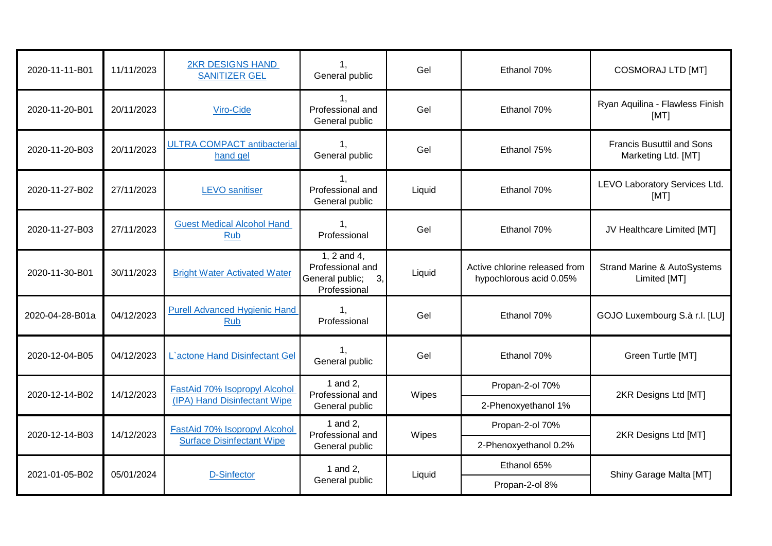| | | | | | | |
|---|---|---|---|---|---|---|
| 2020-11-11-B01 | 11/11/2023 | 2KR DESIGNS HAND SANITIZER GEL | 1, General public | Gel | Ethanol 70% | COSMORAJ LTD [MT] |
| 2020-11-20-B01 | 20/11/2023 | Viro-Cide | 1, Professional and General public | Gel | Ethanol 70% | Ryan Aquilina - Flawless Finish [MT] |
| 2020-11-20-B03 | 20/11/2023 | ULTRA COMPACT antibacterial hand gel | 1, General public | Gel | Ethanol 75% | Francis Busuttil and Sons Marketing Ltd. [MT] |
| 2020-11-27-B02 | 27/11/2023 | LEVO sanitiser | 1, Professional and General public | Liquid | Ethanol 70% | LEVO Laboratory Services Ltd. [MT] |
| 2020-11-27-B03 | 27/11/2023 | Guest Medical Alcohol Hand Rub | 1, Professional | Gel | Ethanol 70% | JV Healthcare Limited [MT] |
| 2020-11-30-B01 | 30/11/2023 | Bright Water Activated Water | 1, 2 and 4, Professional and General public; 3, Professional | Liquid | Active chlorine released from hypochlorous acid 0.05% | Strand Marine & AutoSystems Limited [MT] |
| 2020-04-28-B01a | 04/12/2023 | Purell Advanced Hygienic Hand Rub | 1, Professional | Gel | Ethanol 70% | GOJO Luxembourg S.à r.l. [LU] |
| 2020-12-04-B05 | 04/12/2023 | L`actone Hand Disinfectant Gel | 1, General public | Gel | Ethanol 70% | Green Turtle [MT] |
| 2020-12-14-B02 | 14/12/2023 | FastAid 70% Isopropyl Alcohol (IPA) Hand Disinfectant Wipe | 1 and 2, Professional and General public | Wipes | Propan-2-ol 70%<br>2-Phenoxyethanol 1% | 2KR Designs Ltd [MT] |
| 2020-12-14-B03 | 14/12/2023 | FastAid 70% Isopropyl Alcohol Surface Disinfectant Wipe | 1 and 2, Professional and General public | Wipes | Propan-2-ol 70%<br>2-Phenoxyethanol 0.2% | 2KR Designs Ltd [MT] |
| 2021-01-05-B02 | 05/01/2024 | D-Sinfector | 1 and 2, General public | Liquid | Ethanol 65%<br>Propan-2-ol 8% | Shiny Garage Malta [MT] |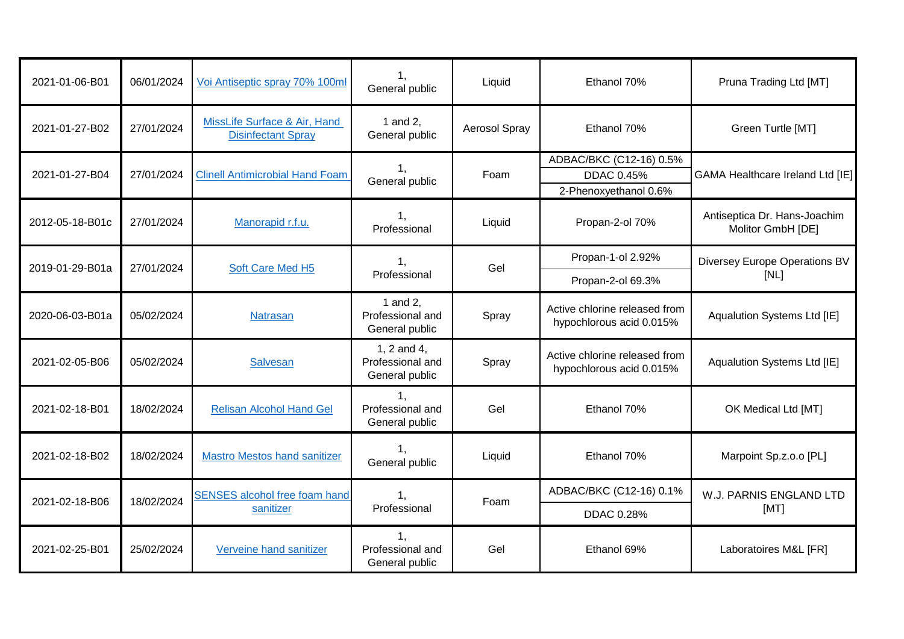| 2021-01-06-B01 | 06/01/2024 | Voi Antiseptic spray 70% 100ml | 1, General public | Liquid | Ethanol 70% | Pruna Trading Ltd [MT] |
|---|---|---|---|---|---|---|
| 2021-01-27-B02 | 27/01/2024 | MissLife Surface & Air, Hand Disinfectant Spray | 1 and 2, General public | Aerosol Spray | Ethanol 70% | Green Turtle [MT] |
| 2021-01-27-B04 | 27/01/2024 | Clinell Antimicrobial Hand Foam | 1, General public | Foam | ADBAC/BKC (C12-16) 0.5%<br>DDAC 0.45%<br>2-Phenoxyethanol 0.6% | GAMA Healthcare Ireland Ltd [IE] |
| 2012-05-18-B01c | 27/01/2024 | Manorapid r.f.u. | 1, Professional | Liquid | Propan-2-ol 70% | Antiseptica Dr. Hans-Joachim Molitor GmbH [DE] |
| 2019-01-29-B01a | 27/01/2024 | Soft Care Med H5 | 1, Professional | Gel | Propan-1-ol 2.92%<br>Propan-2-ol 69.3% | Diversey Europe Operations BV [NL] |
| 2020-06-03-B01a | 05/02/2024 | Natrasan | 1 and 2, Professional and General public | Spray | Active chlorine released from hypochlorous acid 0.015% | Aqualution Systems Ltd [IE] |
| 2021-02-05-B06 | 05/02/2024 | Salvesan | 1, 2 and 4, Professional and General public | Spray | Active chlorine released from hypochlorous acid 0.015% | Aqualution Systems Ltd [IE] |
| 2021-02-18-B01 | 18/02/2024 | Relisan Alcohol Hand Gel | 1, Professional and General public | Gel | Ethanol 70% | OK Medical Ltd [MT] |
| 2021-02-18-B02 | 18/02/2024 | Mastro Mestos hand sanitizer | 1, General public | Liquid | Ethanol 70% | Marpoint Sp.z.o.o [PL] |
| 2021-02-18-B06 | 18/02/2024 | SENSES alcohol free foam hand sanitizer | 1, Professional | Foam | ADBAC/BKC (C12-16) 0.1%<br>DDAC 0.28% | W.J. PARNIS ENGLAND LTD [MT] |
| 2021-02-25-B01 | 25/02/2024 | Verveine hand sanitizer | 1, Professional and General public | Gel | Ethanol 69% | Laboratoires M&L [FR] |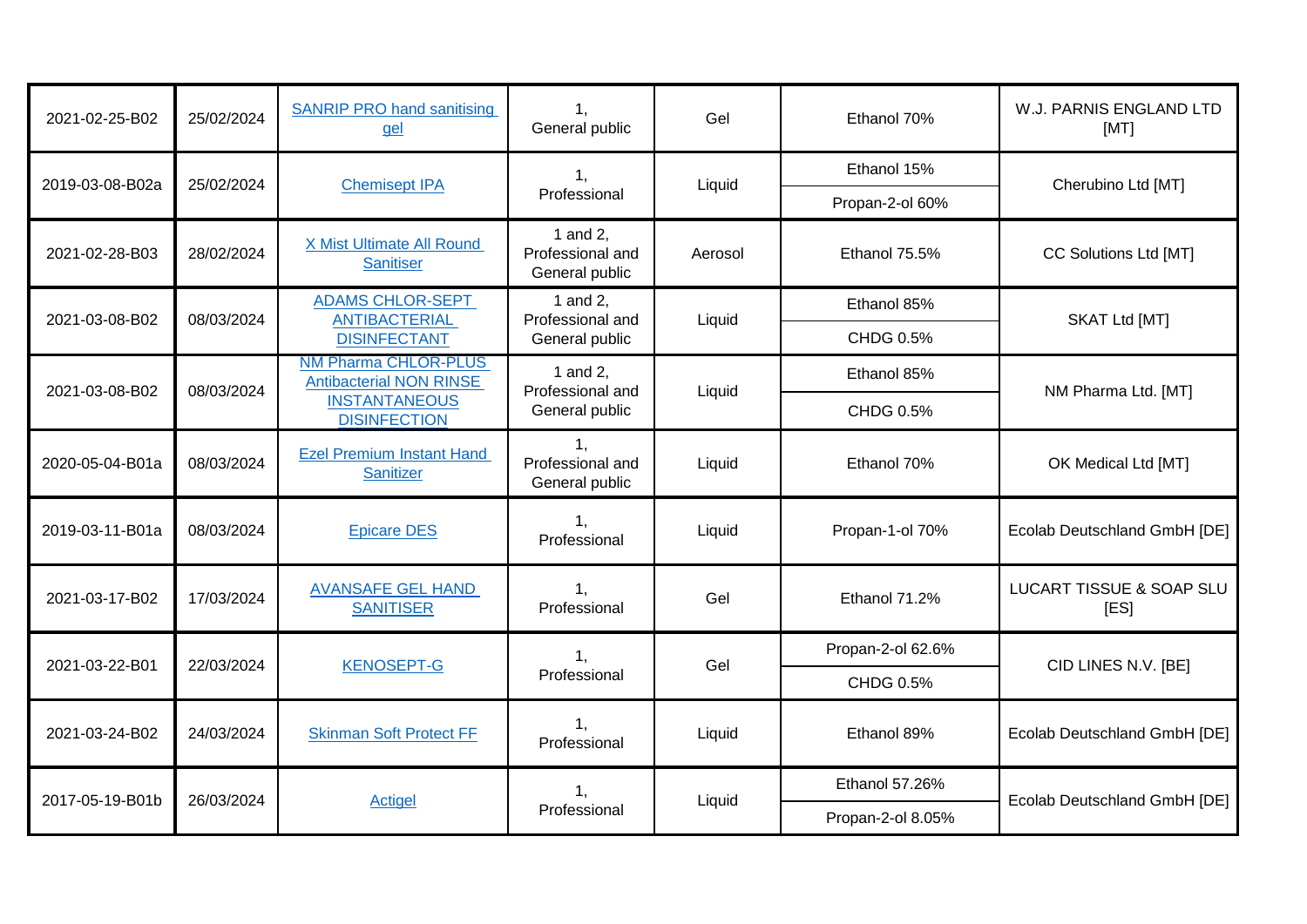| | | | | | | |
|---|---|---|---|---|---|---|
| 2021-02-25-B02 | 25/02/2024 | SANRIP PRO hand sanitising gel | 1, General public | Gel | Ethanol 70% | W.J. PARNIS ENGLAND LTD [MT] |
| 2019-03-08-B02a | 25/02/2024 | Chemisept IPA | 1, Professional | Liquid | Ethanol 15%<br>Propan-2-ol 60% | Cherubino Ltd [MT] |
| 2021-02-28-B03 | 28/02/2024 | X Mist Ultimate All Round Sanitiser | 1 and 2, Professional and General public | Aerosol | Ethanol 75.5% | CC Solutions Ltd [MT] |
| 2021-03-08-B02 | 08/03/2024 | ADAMS CHLOR-SEPT ANTIBACTERIAL DISINFECTANT | 1 and 2, Professional and General public | Liquid | Ethanol 85%<br>CHDG 0.5% | SKAT Ltd [MT] |
| 2021-03-08-B02 | 08/03/2024 | NM Pharma CHLOR-PLUS Antibacterial NON RINSE INSTANTANEOUS DISINFECTION | 1 and 2, Professional and General public | Liquid | Ethanol 85%<br>CHDG 0.5% | NM Pharma Ltd. [MT] |
| 2020-05-04-B01a | 08/03/2024 | Ezel Premium Instant Hand Sanitizer | 1, Professional and General public | Liquid | Ethanol 70% | OK Medical Ltd [MT] |
| 2019-03-11-B01a | 08/03/2024 | Epicare DES | 1, Professional | Liquid | Propan-1-ol 70% | Ecolab Deutschland GmbH [DE] |
| 2021-03-17-B02 | 17/03/2024 | AVANSAFE GEL HAND SANITISER | 1, Professional | Gel | Ethanol 71.2% | LUCART TISSUE & SOAP SLU [ES] |
| 2021-03-22-B01 | 22/03/2024 | KENOSEPT-G | 1, Professional | Gel | Propan-2-ol 62.6%<br>CHDG 0.5% | CID LINES N.V. [BE] |
| 2021-03-24-B02 | 24/03/2024 | Skinman Soft Protect FF | 1, Professional | Liquid | Ethanol 89% | Ecolab Deutschland GmbH [DE] |
| 2017-05-19-B01b | 26/03/2024 | Actigel | 1, Professional | Liquid | Ethanol 57.26%<br>Propan-2-ol 8.05% | Ecolab Deutschland GmbH [DE] |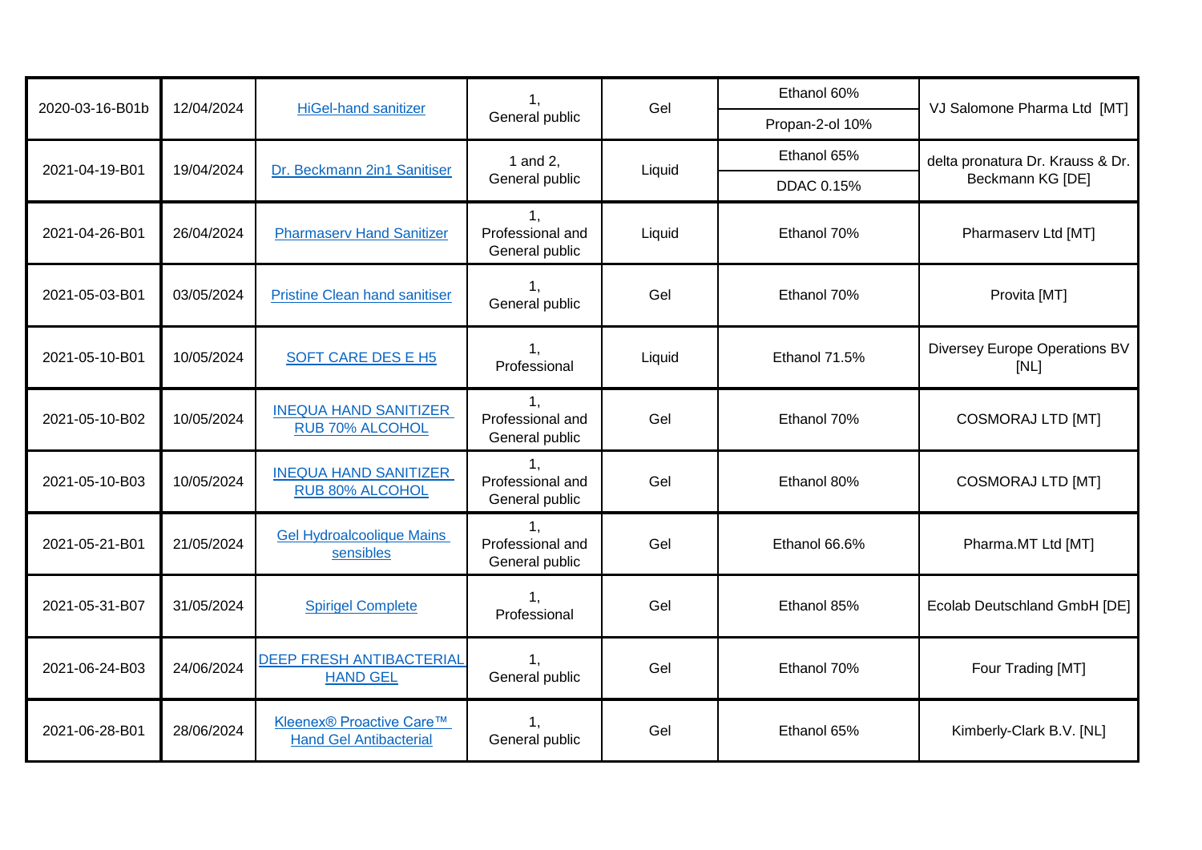| | | | | | | |
|---|---|---|---|---|---|---|
| 2020-03-16-B01b | 12/04/2024 | HiGel-hand sanitizer | 1, General public | Gel | Ethanol 60%<br>Propan-2-ol 10% | VJ Salomone Pharma Ltd [MT] |
| 2021-04-19-B01 | 19/04/2024 | Dr. Beckmann 2in1 Sanitiser | 1 and 2, General public | Liquid | Ethanol 65%<br>DDAC 0.15% | delta pronatura Dr. Krauss & Dr. Beckmann KG [DE] |
| 2021-04-26-B01 | 26/04/2024 | Pharmaserv Hand Sanitizer | 1, Professional and General public | Liquid | Ethanol 70% | Pharmaserv Ltd [MT] |
| 2021-05-03-B01 | 03/05/2024 | Pristine Clean hand sanitiser | 1, General public | Gel | Ethanol 70% | Provita [MT] |
| 2021-05-10-B01 | 10/05/2024 | SOFT CARE DES E H5 | 1, Professional | Liquid | Ethanol 71.5% | Diversey Europe Operations BV [NL] |
| 2021-05-10-B02 | 10/05/2024 | INEQUA HAND SANITIZER RUB 70% ALCOHOL | 1, Professional and General public | Gel | Ethanol 70% | COSMORAJ LTD [MT] |
| 2021-05-10-B03 | 10/05/2024 | INEQUA HAND SANITIZER RUB 80% ALCOHOL | 1, Professional and General public | Gel | Ethanol 80% | COSMORAJ LTD [MT] |
| 2021-05-21-B01 | 21/05/2024 | Gel Hydroalcoolique Mains sensibles | 1, Professional and General public | Gel | Ethanol 66.6% | Pharma.MT Ltd [MT] |
| 2021-05-31-B07 | 31/05/2024 | Spirigel Complete | 1, Professional | Gel | Ethanol 85% | Ecolab Deutschland GmbH [DE] |
| 2021-06-24-B03 | 24/06/2024 | DEEP FRESH ANTIBACTERIAL HAND GEL | 1, General public | Gel | Ethanol 70% | Four Trading [MT] |
| 2021-06-28-B01 | 28/06/2024 | Kleenex® Proactive Care™ Hand Gel Antibacterial | 1, General public | Gel | Ethanol 65% | Kimberly-Clark B.V. [NL] |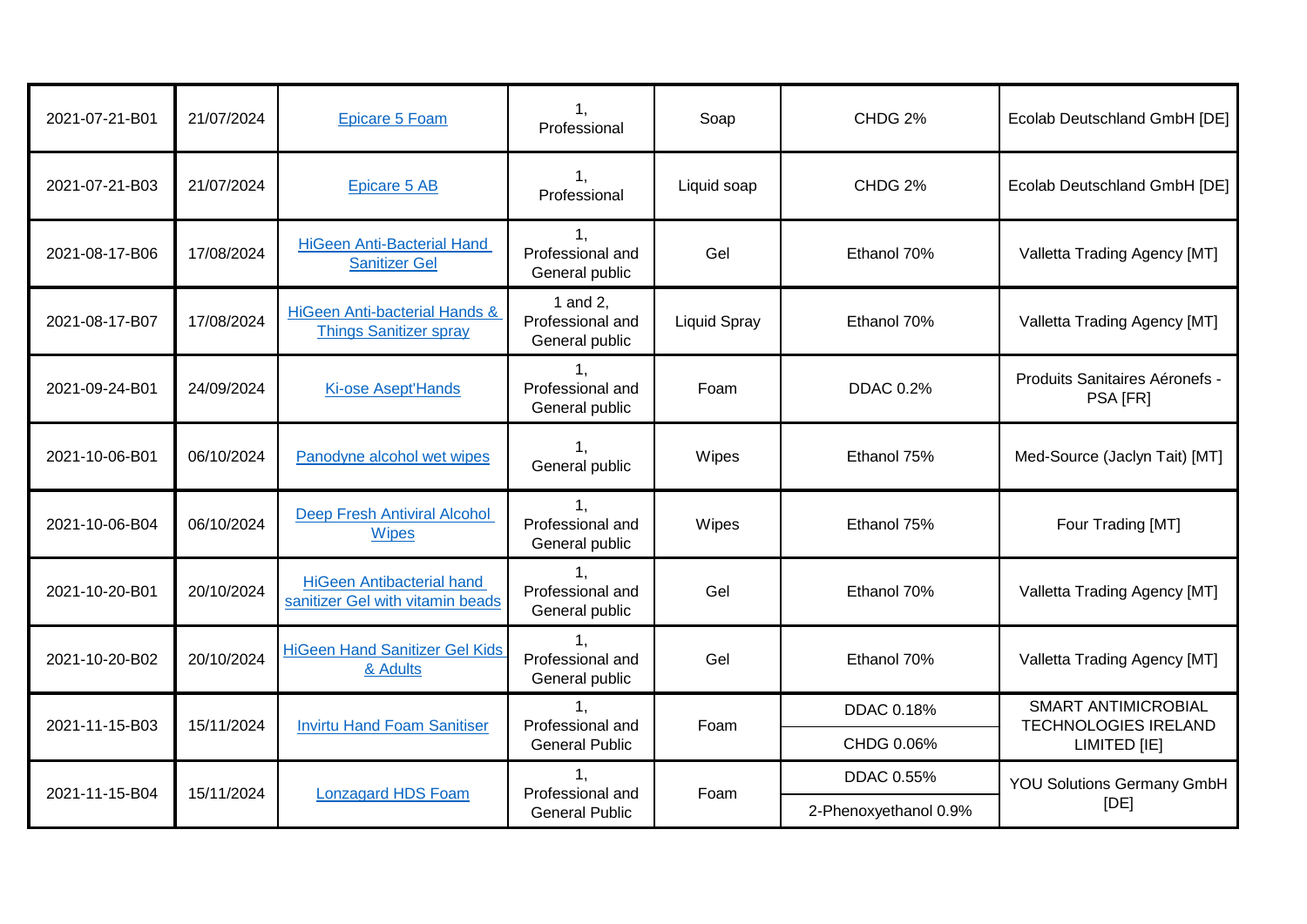| | | | | | | |
|---|---|---|---|---|---|---|
| 2021-07-21-B01 | 21/07/2024 | Epicare 5 Foam | 1, Professional | Soap | CHDG 2% | Ecolab Deutschland GmbH [DE] |
| 2021-07-21-B03 | 21/07/2024 | Epicare 5 AB | 1, Professional | Liquid soap | CHDG 2% | Ecolab Deutschland GmbH [DE] |
| 2021-08-17-B06 | 17/08/2024 | HiGeen Anti-Bacterial Hand Sanitizer Gel | 1, Professional and General public | Gel | Ethanol 70% | Valletta Trading Agency [MT] |
| 2021-08-17-B07 | 17/08/2024 | HiGeen Anti-bacterial Hands & Things Sanitizer spray | 1 and 2, Professional and General public | Liquid Spray | Ethanol 70% | Valletta Trading Agency [MT] |
| 2021-09-24-B01 | 24/09/2024 | Ki-ose Asept'Hands | 1, Professional and General public | Foam | DDAC 0.2% | Produits Sanitaires Aéronefs - PSA [FR] |
| 2021-10-06-B01 | 06/10/2024 | Panodyne alcohol wet wipes | 1, General public | Wipes | Ethanol 75% | Med-Source (Jaclyn Tait) [MT] |
| 2021-10-06-B04 | 06/10/2024 | Deep Fresh Antiviral Alcohol Wipes | 1, Professional and General public | Wipes | Ethanol 75% | Four Trading [MT] |
| 2021-10-20-B01 | 20/10/2024 | HiGeen Antibacterial hand sanitizer Gel with vitamin beads | 1, Professional and General public | Gel | Ethanol 70% | Valletta Trading Agency [MT] |
| 2021-10-20-B02 | 20/10/2024 | HiGeen Hand Sanitizer Gel Kids & Adults | 1, Professional and General public | Gel | Ethanol 70% | Valletta Trading Agency [MT] |
| 2021-11-15-B03 | 15/11/2024 | Invirtu Hand Foam Sanitiser | 1, Professional and General Public | Foam | DDAC 0.18%<br>CHDG 0.06% | SMART ANTIMICROBIAL TECHNOLOGIES IRELAND LIMITED [IE] |
| 2021-11-15-B04 | 15/11/2024 | Lonzagard HDS Foam | 1, Professional and General Public | Foam | DDAC 0.55%<br>2-Phenoxyethanol 0.9% | YOU Solutions Germany GmbH [DE] |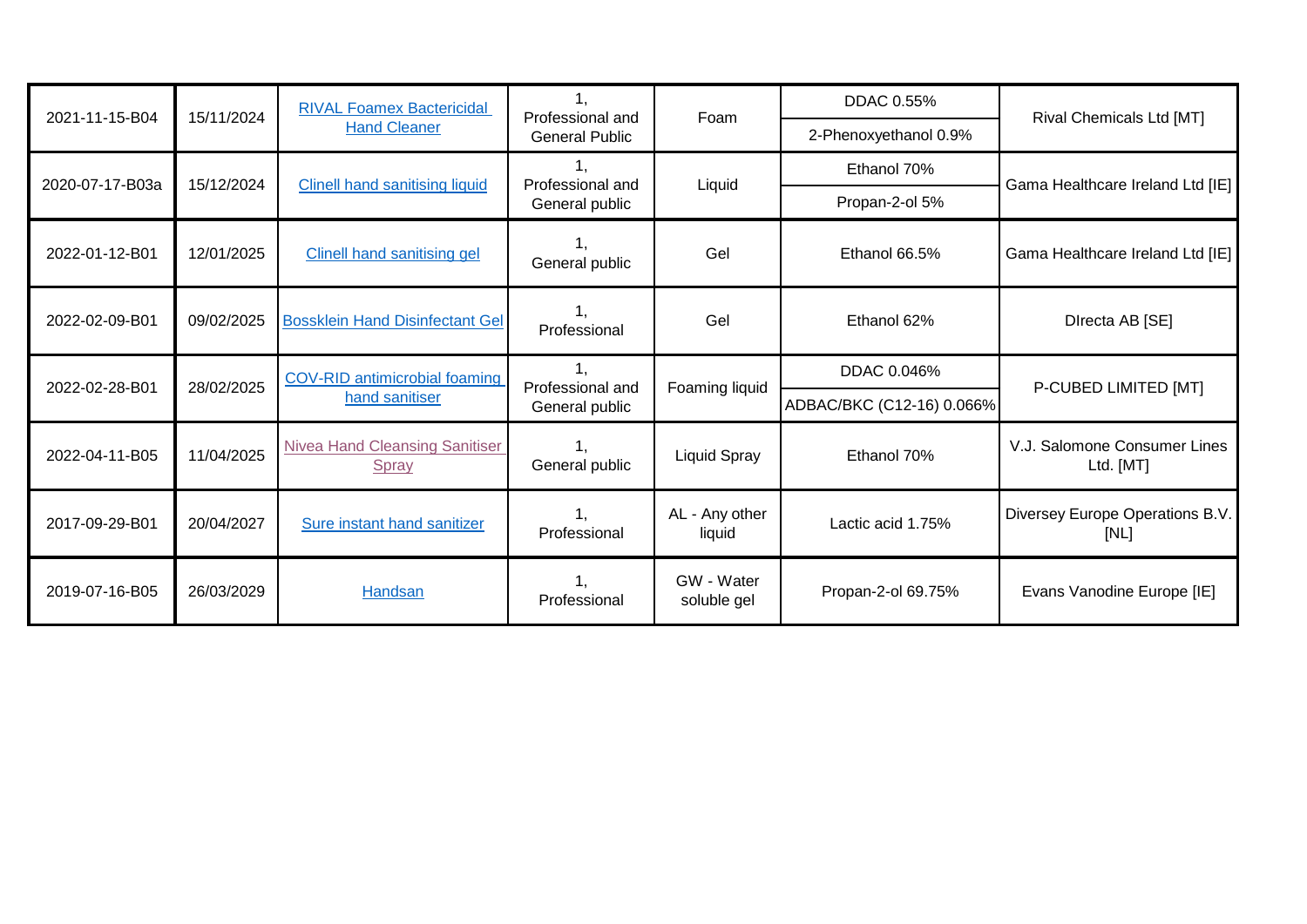| | | | | | | |
|---|---|---|---|---|---|---|
| 2021-11-15-B04 | 15/11/2024 | RIVAL Foamex Bactericidal Hand Cleaner | 1, Professional and General Public | Foam | DDAC 0.55%<br>2-Phenoxyethanol 0.9% | Rival Chemicals Ltd [MT] |
| 2020-07-17-B03a | 15/12/2024 | Clinell hand sanitising liquid | 1, Professional and General public | Liquid | Ethanol 70%<br>Propan-2-ol 5% | Gama Healthcare Ireland Ltd [IE] |
| 2022-01-12-B01 | 12/01/2025 | Clinell hand sanitising gel | 1, General public | Gel | Ethanol 66.5% | Gama Healthcare Ireland Ltd [IE] |
| 2022-02-09-B01 | 09/02/2025 | Bossklein Hand Disinfectant Gel | 1, Professional | Gel | Ethanol 62% | DIrecta AB [SE] |
| 2022-02-28-B01 | 28/02/2025 | COV-RID antimicrobial foaming hand sanitiser | 1, Professional and General public | Foaming liquid | DDAC 0.046%<br>ADBAC/BKC (C12-16) 0.066% | P-CUBED LIMITED [MT] |
| 2022-04-11-B05 | 11/04/2025 | Nivea Hand Cleansing Sanitiser Spray | 1, General public | Liquid Spray | Ethanol 70% | V.J. Salomone Consumer Lines Ltd. [MT] |
| 2017-09-29-B01 | 20/04/2027 | Sure instant hand sanitizer | 1, Professional | AL - Any other liquid | Lactic acid 1.75% | Diversey Europe Operations B.V. [NL] |
| 2019-07-16-B05 | 26/03/2029 | Handsan | 1, Professional | GW - Water soluble gel | Propan-2-ol 69.75% | Evans Vanodine Europe [IE] |